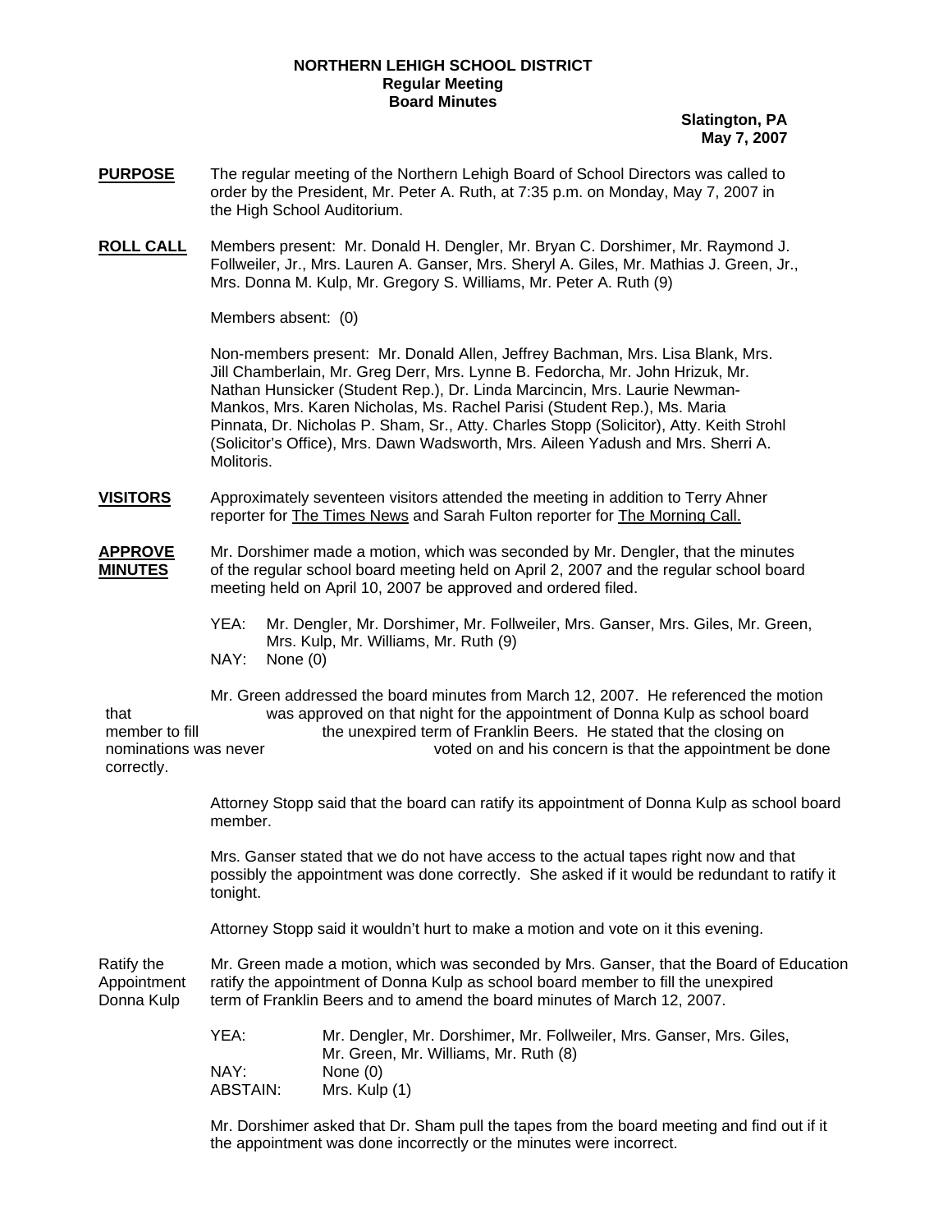**NORTHERN LEHIGH SCHOOL DISTRICT**
**Regular Meeting**
**Board Minutes**

**Slatington, PA**
**May 7, 2007**

**PURPOSE** The regular meeting of the Northern Lehigh Board of School Directors was called to order by the President, Mr. Peter A. Ruth, at 7:35 p.m. on Monday, May 7, 2007 in the High School Auditorium.

**ROLL CALL** Members present: Mr. Donald H. Dengler, Mr. Bryan C. Dorshimer, Mr. Raymond J. Follweiler, Jr., Mrs. Lauren A. Ganser, Mrs. Sheryl A. Giles, Mr. Mathias J. Green, Jr., Mrs. Donna M. Kulp, Mr. Gregory S. Williams, Mr. Peter A. Ruth (9)

Members absent: (0)

Non-members present: Mr. Donald Allen, Jeffrey Bachman, Mrs. Lisa Blank, Mrs. Jill Chamberlain, Mr. Greg Derr, Mrs. Lynne B. Fedorcha, Mr. John Hrizuk, Mr. Nathan Hunsicker (Student Rep.), Dr. Linda Marcincin, Mrs. Laurie Newman-Mankos, Mrs. Karen Nicholas, Ms. Rachel Parisi (Student Rep.), Ms. Maria Pinnata, Dr. Nicholas P. Sham, Sr., Atty. Charles Stopp (Solicitor), Atty. Keith Strohl (Solicitor's Office), Mrs. Dawn Wadsworth, Mrs. Aileen Yadush and Mrs. Sherri A. Molitoris.

**VISITORS** Approximately seventeen visitors attended the meeting in addition to Terry Ahner reporter for The Times News and Sarah Fulton reporter for The Morning Call.

**APPROVE MINUTES** Mr. Dorshimer made a motion, which was seconded by Mr. Dengler, that the minutes of the regular school board meeting held on April 2, 2007 and the regular school board meeting held on April 10, 2007 be approved and ordered filed.

YEA: Mr. Dengler, Mr. Dorshimer, Mr. Follweiler, Mrs. Ganser, Mrs. Giles, Mr. Green, Mrs. Kulp, Mr. Williams, Mr. Ruth (9)
NAY: None (0)

Mr. Green addressed the board minutes from March 12, 2007. He referenced the motion that was approved on that night for the appointment of Donna Kulp as school board member to fill the unexpired term of Franklin Beers. He stated that the closing on nominations was never voted on and his concern is that the appointment be done correctly.

Attorney Stopp said that the board can ratify its appointment of Donna Kulp as school board member.

Mrs. Ganser stated that we do not have access to the actual tapes right now and that possibly the appointment was done correctly. She asked if it would be redundant to ratify it tonight.

Attorney Stopp said it wouldn't hurt to make a motion and vote on it this evening.

Ratify the Appointment Donna Kulp — Mr. Green made a motion, which was seconded by Mrs. Ganser, that the Board of Education ratify the appointment of Donna Kulp as school board member to fill the unexpired term of Franklin Beers and to amend the board minutes of March 12, 2007.

YEA: Mr. Dengler, Mr. Dorshimer, Mr. Follweiler, Mrs. Ganser, Mrs. Giles, Mr. Green, Mr. Williams, Mr. Ruth (8)
NAY: None (0)
ABSTAIN: Mrs. Kulp (1)

Mr. Dorshimer asked that Dr. Sham pull the tapes from the board meeting and find out if it the appointment was done incorrectly or the minutes were incorrect.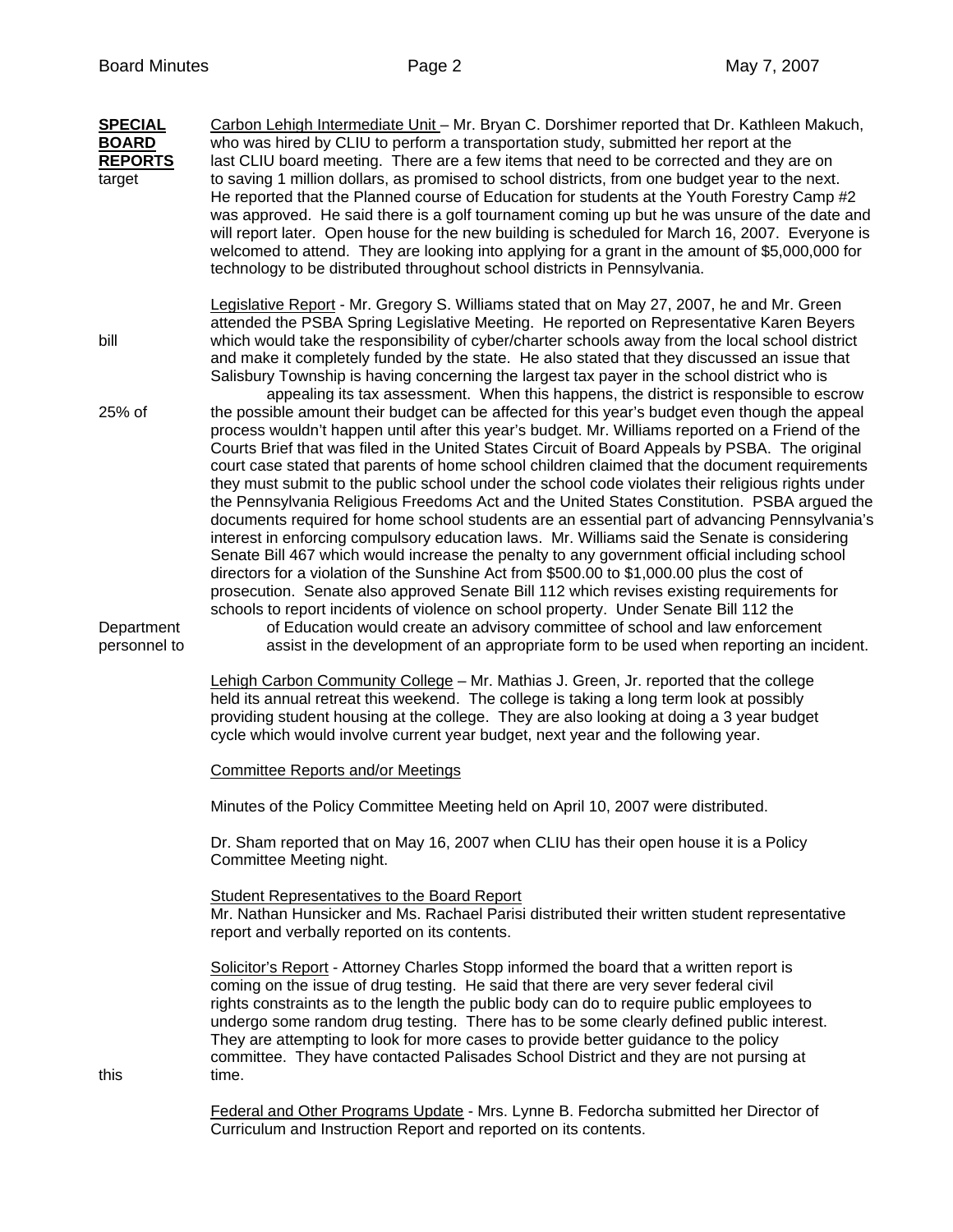**SPECIAL BOARD REPORTS**

Carbon Lehigh Intermediate Unit – Mr. Bryan C. Dorshimer reported that Dr. Kathleen Makuch, who was hired by CLIU to perform a transportation study, submitted her report at the last CLIU board meeting. There are a few items that need to be corrected and they are on target to saving 1 million dollars, as promised to school districts, from one budget year to the next. He reported that the Planned course of Education for students at the Youth Forestry Camp #2 was approved. He said there is a golf tournament coming up but he was unsure of the date and will report later. Open house for the new building is scheduled for March 16, 2007. Everyone is welcomed to attend. They are looking into applying for a grant in the amount of $5,000,000 for technology to be distributed throughout school districts in Pennsylvania.

Legislative Report - Mr. Gregory S. Williams stated that on May 27, 2007, he and Mr. Green attended the PSBA Spring Legislative Meeting. He reported on Representative Karen Beyers bill which would take the responsibility of cyber/charter schools away from the local school district and make it completely funded by the state. He also stated that they discussed an issue that Salisbury Township is having concerning the largest tax payer in the school district who is appealing its tax assessment. When this happens, the district is responsible to escrow 25% of the possible amount their budget can be affected for this year's budget even though the appeal process wouldn't happen until after this year's budget. Mr. Williams reported on a Friend of the Courts Brief that was filed in the United States Circuit of Board Appeals by PSBA. The original court case stated that parents of home school children claimed that the document requirements they must submit to the public school under the school code violates their religious rights under the Pennsylvania Religious Freedoms Act and the United States Constitution. PSBA argued the documents required for home school students are an essential part of advancing Pennsylvania's interest in enforcing compulsory education laws. Mr. Williams said the Senate is considering Senate Bill 467 which would increase the penalty to any government official including school directors for a violation of the Sunshine Act from $500.00 to $1,000.00 plus the cost of prosecution. Senate also approved Senate Bill 112 which revises existing requirements for schools to report incidents of violence on school property. Under Senate Bill 112 the Department of Education would create an advisory committee of school and law enforcement personnel to assist in the development of an appropriate form to be used when reporting an incident.

Lehigh Carbon Community College – Mr. Mathias J. Green, Jr. reported that the college held its annual retreat this weekend. The college is taking a long term look at possibly providing student housing at the college. They are also looking at doing a 3 year budget cycle which would involve current year budget, next year and the following year.

Committee Reports and/or Meetings

Minutes of the Policy Committee Meeting held on April 10, 2007 were distributed.

Dr. Sham reported that on May 16, 2007 when CLIU has their open house it is a Policy Committee Meeting night.

Student Representatives to the Board Report
Mr. Nathan Hunsicker and Ms. Rachael Parisi distributed their written student representative report and verbally reported on its contents.

Solicitor's Report - Attorney Charles Stopp informed the board that a written report is coming on the issue of drug testing. He said that there are very sever federal civil rights constraints as to the length the public body can do to require public employees to undergo some random drug testing. There has to be some clearly defined public interest. They are attempting to look for more cases to provide better guidance to the policy committee. They have contacted Palisades School District and they are not pursing at this time.

Federal and Other Programs Update - Mrs. Lynne B. Fedorcha submitted her Director of Curriculum and Instruction Report and reported on its contents.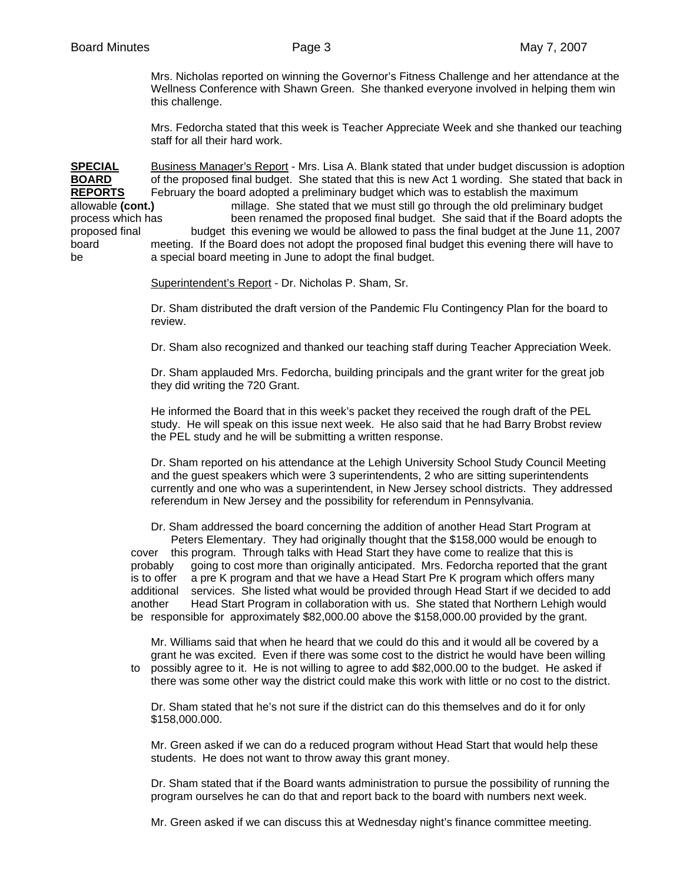Mrs. Nicholas reported on winning the Governor's Fitness Challenge and her attendance at the Wellness Conference with Shawn Green. She thanked everyone involved in helping them win this challenge.

Mrs. Fedorcha stated that this week is Teacher Appreciate Week and she thanked our teaching staff for all their hard work.

**SPECIAL BOARD REPORTS (cont.)**

Business Manager's Report - Mrs. Lisa A. Blank stated that under budget discussion is adoption of the proposed final budget. She stated that this is new Act 1 wording. She stated that back in February the board adopted a preliminary budget which was to establish the maximum allowable millage. She stated that we must still go through the old preliminary budget process which has been renamed the proposed final budget. She said that if the Board adopts the proposed final budget this evening we would be allowed to pass the final budget at the June 11, 2007 board meeting. If the Board does not adopt the proposed final budget this evening there will have to be a special board meeting in June to adopt the final budget.

Superintendent's Report - Dr. Nicholas P. Sham, Sr.

Dr. Sham distributed the draft version of the Pandemic Flu Contingency Plan for the board to review.

Dr. Sham also recognized and thanked our teaching staff during Teacher Appreciation Week.

Dr. Sham applauded Mrs. Fedorcha, building principals and the grant writer for the great job they did writing the 720 Grant.

He informed the Board that in this week's packet they received the rough draft of the PEL study. He will speak on this issue next week. He also said that he had Barry Brobst review the PEL study and he will be submitting a written response.

Dr. Sham reported on his attendance at the Lehigh University School Study Council Meeting and the guest speakers which were 3 superintendents, 2 who are sitting superintendents currently and one who was a superintendent, in New Jersey school districts. They addressed referendum in New Jersey and the possibility for referendum in Pennsylvania.

Dr. Sham addressed the board concerning the addition of another Head Start Program at Peters Elementary. They had originally thought that the $158,000 would be enough to cover this program. Through talks with Head Start they have come to realize that this is probably going to cost more than originally anticipated. Mrs. Fedorcha reported that the grant is to offer a pre K program and that we have a Head Start Pre K program which offers many additional services. She listed what would be provided through Head Start if we decided to add another Head Start Program in collaboration with us. She stated that Northern Lehigh would be responsible for approximately $82,000.00 above the $158,000.00 provided by the grant.

Mr. Williams said that when he heard that we could do this and it would all be covered by a grant he was excited. Even if there was some cost to the district he would have been willing to possibly agree to it. He is not willing to agree to add $82,000.00 to the budget. He asked if there was some other way the district could make this work with little or no cost to the district.

Dr. Sham stated that he's not sure if the district can do this themselves and do it for only $158,000.000.

Mr. Green asked if we can do a reduced program without Head Start that would help these students. He does not want to throw away this grant money.

Dr. Sham stated that if the Board wants administration to pursue the possibility of running the program ourselves he can do that and report back to the board with numbers next week.

Mr. Green asked if we can discuss this at Wednesday night's finance committee meeting.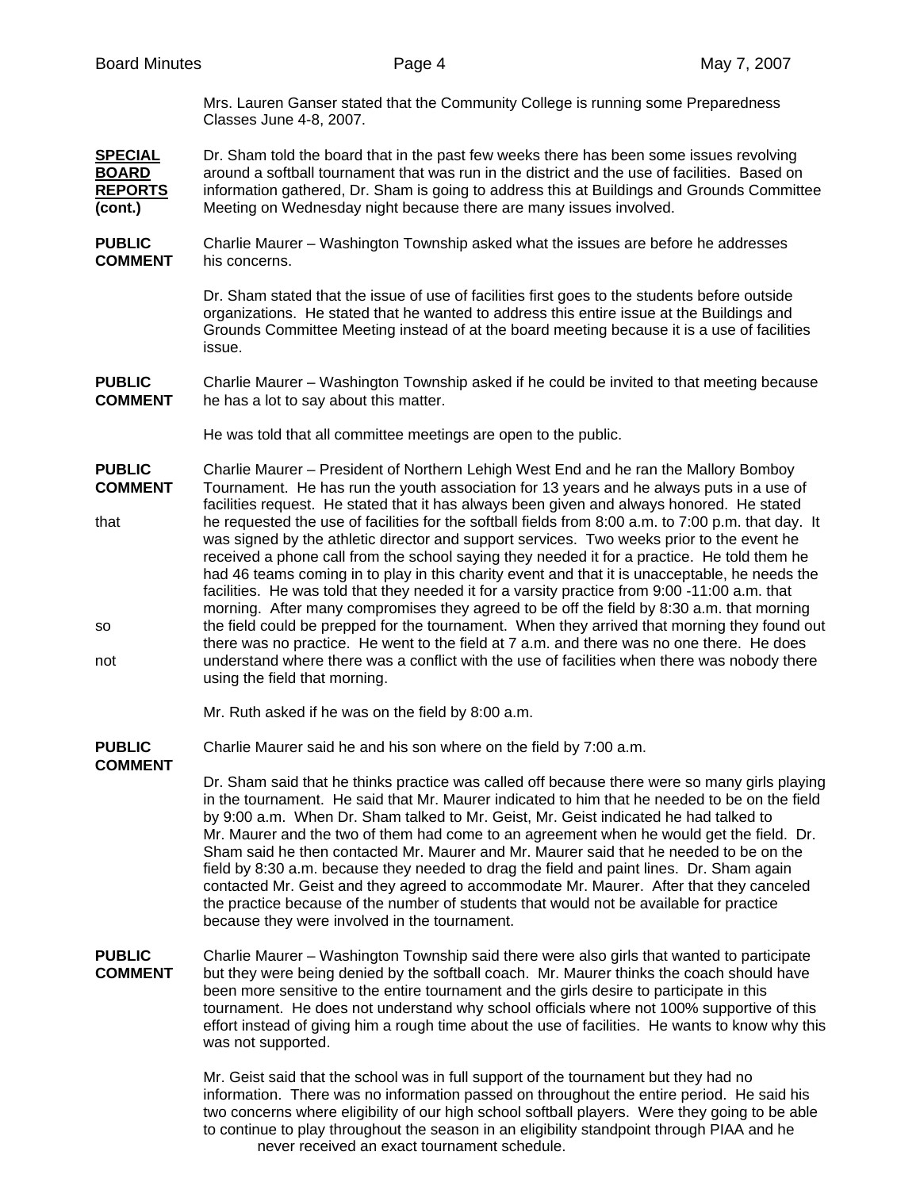Mrs. Lauren Ganser stated that the Community College is running some Preparedness Classes June 4-8, 2007.

**SPECIAL BOARD REPORTS (cont.)**

Dr. Sham told the board that in the past few weeks there has been some issues revolving around a softball tournament that was run in the district and the use of facilities. Based on information gathered, Dr. Sham is going to address this at Buildings and Grounds Committee Meeting on Wednesday night because there are many issues involved.

**PUBLIC COMMENT**

Charlie Maurer – Washington Township asked what the issues are before he addresses his concerns.

Dr. Sham stated that the issue of use of facilities first goes to the students before outside organizations. He stated that he wanted to address this entire issue at the Buildings and Grounds Committee Meeting instead of at the board meeting because it is a use of facilities issue.

**PUBLIC COMMENT**

Charlie Maurer – Washington Township asked if he could be invited to that meeting because he has a lot to say about this matter.

He was told that all committee meetings are open to the public.

**PUBLIC COMMENT**

Charlie Maurer – President of Northern Lehigh West End and he ran the Mallory Bomboy Tournament. He has run the youth association for 13 years and he always puts in a use of facilities request. He stated that it has always been given and always honored. He stated that he requested the use of facilities for the softball fields from 8:00 a.m. to 7:00 p.m. that day. It was signed by the athletic director and support services. Two weeks prior to the event he received a phone call from the school saying they needed it for a practice. He told them he had 46 teams coming in to play in this charity event and that it is unacceptable, he needs the facilities. He was told that they needed it for a varsity practice from 9:00 -11:00 a.m. that morning. After many compromises they agreed to be off the field by 8:30 a.m. that morning so the field could be prepped for the tournament. When they arrived that morning they found out there was no practice. He went to the field at 7 a.m. and there was no one there. He does not understand where there was a conflict with the use of facilities when there was nobody there using the field that morning.

Mr. Ruth asked if he was on the field by 8:00 a.m.

**PUBLIC COMMENT**

Charlie Maurer said he and his son where on the field by 7:00 a.m.

Dr. Sham said that he thinks practice was called off because there were so many girls playing in the tournament. He said that Mr. Maurer indicated to him that he needed to be on the field by 9:00 a.m. When Dr. Sham talked to Mr. Geist, Mr. Geist indicated he had talked to Mr. Maurer and the two of them had come to an agreement when he would get the field. Dr. Sham said he then contacted Mr. Maurer and Mr. Maurer said that he needed to be on the field by 8:30 a.m. because they needed to drag the field and paint lines. Dr. Sham again contacted Mr. Geist and they agreed to accommodate Mr. Maurer. After that they canceled the practice because of the number of students that would not be available for practice because they were involved in the tournament.

**PUBLIC COMMENT**

Charlie Maurer – Washington Township said there were also girls that wanted to participate but they were being denied by the softball coach. Mr. Maurer thinks the coach should have been more sensitive to the entire tournament and the girls desire to participate in this tournament. He does not understand why school officials where not 100% supportive of this effort instead of giving him a rough time about the use of facilities. He wants to know why this was not supported.

Mr. Geist said that the school was in full support of the tournament but they had no information. There was no information passed on throughout the entire period. He said his two concerns where eligibility of our high school softball players. Were they going to be able to continue to play throughout the season in an eligibility standpoint through PIAA and he never received an exact tournament schedule.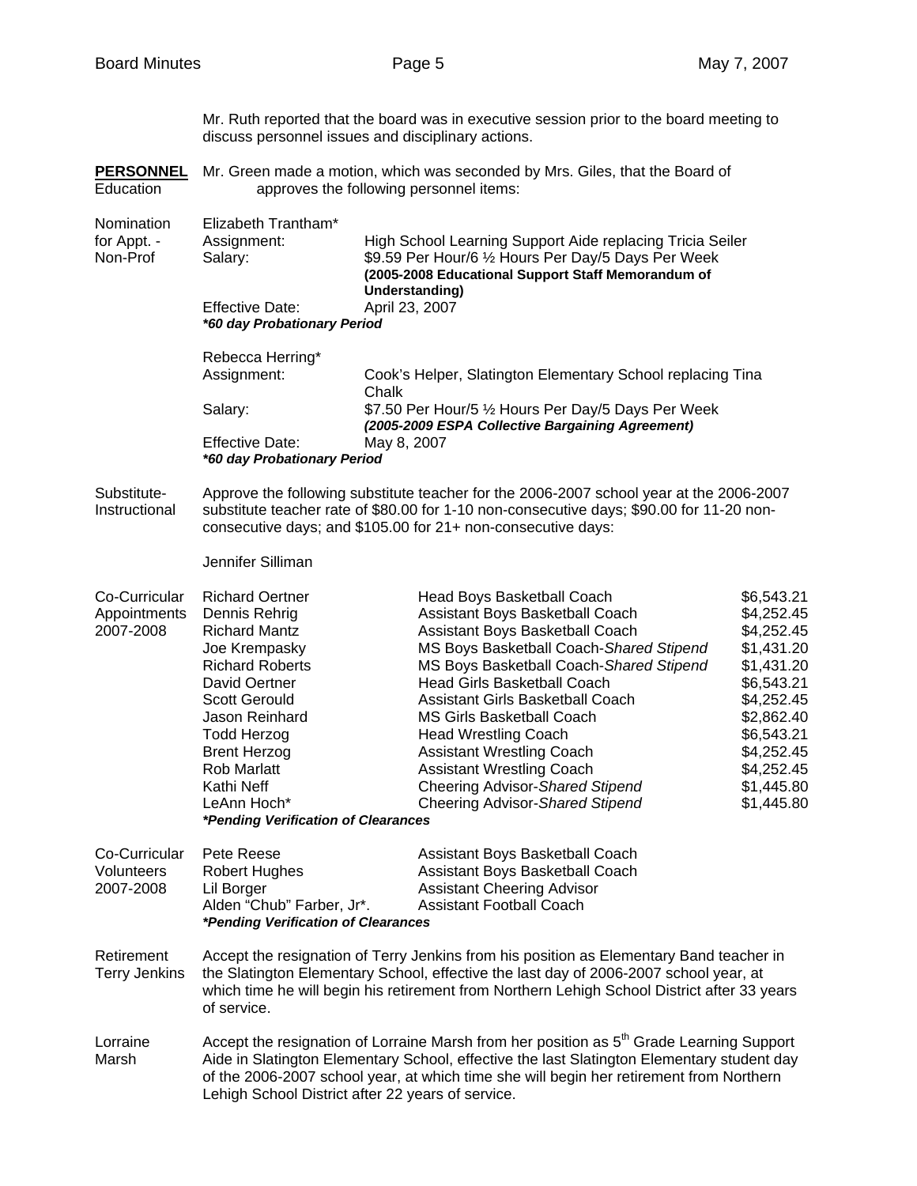Mr. Ruth reported that the board was in executive session prior to the board meeting to discuss personnel issues and disciplinary actions.

**PERSONNEL** Education

Mr. Green made a motion, which was seconded by Mrs. Giles, that the Board of Education approves the following personnel items:

Nomination for Appt. - Non-Prof

Elizabeth Trantham*

| | |
|---|---|
| Assignment: | High School Learning Support Aide replacing Tricia Seiler |
| Salary: | $9.59 Per Hour/6 ½ Hours Per Day/5 Days Per Week **(2005-2008 Educational Support Staff Memorandum of Understanding)** |
| Effective Date: | April 23, 2007 |

***60 day Probationary Period**

Rebecca Herring*

| | |
|---|---|
| Assignment: | Cook's Helper, Slatington Elementary School replacing Tina Chalk |
| Salary: | $7.50 Per Hour/5 ½ Hours Per Day/5 Days Per Week ***(2005-2009 ESPA Collective Bargaining Agreement)*** |
| Effective Date: | May 8, 2007 |

***60 day Probationary Period**

Substitute-Instructional

Approve the following substitute teacher for the 2006-2007 school year at the 2006-2007 substitute teacher rate of $80.00 for 1-10 non-consecutive days; $90.00 for 11-20 non-consecutive days; and $105.00 for 21+ non-consecutive days:

Jennifer Silliman

Co-Curricular Appointments 2007-2008

| | | |
|---|---|---|
| Richard Oertner | Head Boys Basketball Coach | $6,543.21 |
| Dennis Rehrig | Assistant Boys Basketball Coach | $4,252.45 |
| Richard Mantz | Assistant Boys Basketball Coach | $4,252.45 |
| Joe Krempasky | MS Boys Basketball Coach-*Shared Stipend* | $1,431.20 |
| Richard Roberts | MS Boys Basketball Coach-*Shared Stipend* | $1,431.20 |
| David Oertner | Head Girls Basketball Coach | $6,543.21 |
| Scott Gerould | Assistant Girls Basketball Coach | $4,252.45 |
| Jason Reinhard | MS Girls Basketball Coach | $2,862.40 |
| Todd Herzog | Head Wrestling Coach | $6,543.21 |
| Brent Herzog | Assistant Wrestling Coach | $4,252.45 |
| Rob Marlatt | Assistant Wrestling Coach | $4,252.45 |
| Kathi Neff | Cheering Advisor-*Shared Stipend* | $1,445.80 |
| LeAnn Hoch* | Cheering Advisor-*Shared Stipend* | $1,445.80 |

***Pending Verification of Clearances**

Co-Curricular Volunteers 2007-2008

| | |
|---|---|
| Pete Reese | Assistant Boys Basketball Coach |
| Robert Hughes | Assistant Boys Basketball Coach |
| Lil Borger | Assistant Cheering Advisor |
| Alden "Chub" Farber, Jr*. | Assistant Football Coach |

***Pending Verification of Clearances**

Retirement Terry Jenkins

Accept the resignation of Terry Jenkins from his position as Elementary Band teacher in the Slatington Elementary School, effective the last day of 2006-2007 school year, at which time he will begin his retirement from Northern Lehigh School District after 33 years of service.

Lorraine Marsh

Accept the resignation of Lorraine Marsh from her position as 5th Grade Learning Support Aide in Slatington Elementary School, effective the last Slatington Elementary student day of the 2006-2007 school year, at which time she will begin her retirement from Northern Lehigh School District after 22 years of service.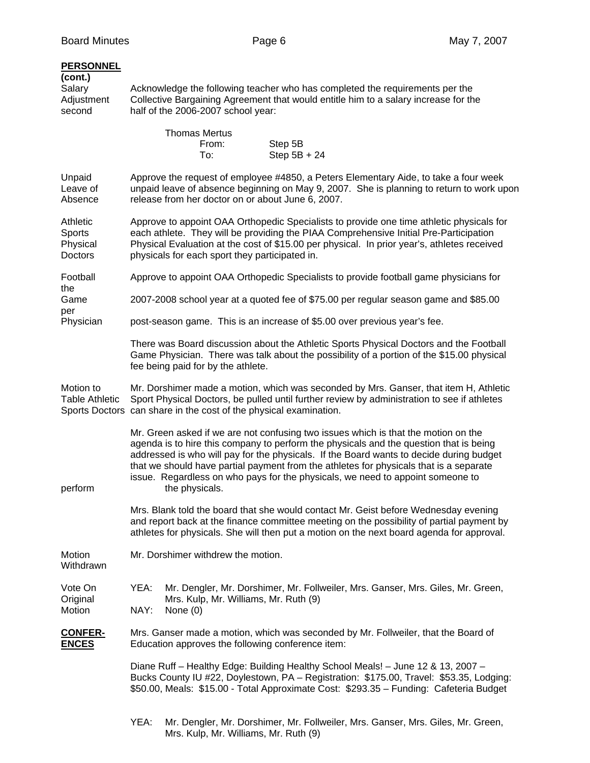**PERSONNEL (cont.)**

Salary Adjustment second

Acknowledge the following teacher who has completed the requirements per the Collective Bargaining Agreement that would entitle him to a salary increase for the second half of the 2006-2007 school year:

Thomas Mertus
From: Step 5B
To: Step 5B + 24

Unpaid Leave of Absence

Approve the request of employee #4850, a Peters Elementary Aide, to take a four week unpaid leave of absence beginning on May 9, 2007. She is planning to return to work upon release from her doctor on or about June 6, 2007.

Athletic Sports Physical Doctors

Approve to appoint OAA Orthopedic Specialists to provide one time athletic physicals for each athlete. They will be providing the PIAA Comprehensive Initial Pre-Participation Physical Evaluation at the cost of $15.00 per physical. In prior year's, athletes received physicals for each sport they participated in.

Football Game Physician

Approve to appoint OAA Orthopedic Specialists to provide football game physicians for the 2007-2008 school year at a quoted fee of $75.00 per regular season game and $85.00 per post-season game. This is an increase of $5.00 over previous year's fee.

There was Board discussion about the Athletic Sports Physical Doctors and the Football Game Physician. There was talk about the possibility of a portion of the $15.00 physical fee being paid for by the athlete.

Motion to Table Athletic Sports Doctors

Mr. Dorshimer made a motion, which was seconded by Mrs. Ganser, that item H, Athletic Sport Physical Doctors, be pulled until further review by administration to see if athletes can share in the cost of the physical examination.

Mr. Green asked if we are not confusing two issues which is that the motion on the agenda is to hire this company to perform the physicals and the question that is being addressed is who will pay for the physicals. If the Board wants to decide during budget that we should have partial payment from the athletes for physicals that is a separate issue. Regardless on who pays for the physicals, we need to appoint someone to perform the physicals.

Mrs. Blank told the board that she would contact Mr. Geist before Wednesday evening and report back at the finance committee meeting on the possibility of partial payment by athletes for physicals. She will then put a motion on the next board agenda for approval.

Motion Withdrawn

Mr. Dorshimer withdrew the motion.

Vote On Original Motion

YEA: Mr. Dengler, Mr. Dorshimer, Mr. Follweiler, Mrs. Ganser, Mrs. Giles, Mr. Green, Mrs. Kulp, Mr. Williams, Mr. Ruth (9)
NAY: None (0)

**CONFERENCES**

Mrs. Ganser made a motion, which was seconded by Mr. Follweiler, that the Board of Education approves the following conference item:

Diane Ruff – Healthy Edge: Building Healthy School Meals! – June 12 & 13, 2007 – Bucks County IU #22, Doylestown, PA – Registration: $175.00, Travel: $53.35, Lodging: $50.00, Meals: $15.00 - Total Approximate Cost: $293.35 – Funding: Cafeteria Budget

YEA: Mr. Dengler, Mr. Dorshimer, Mr. Follweiler, Mrs. Ganser, Mrs. Giles, Mr. Green, Mrs. Kulp, Mr. Williams, Mr. Ruth (9)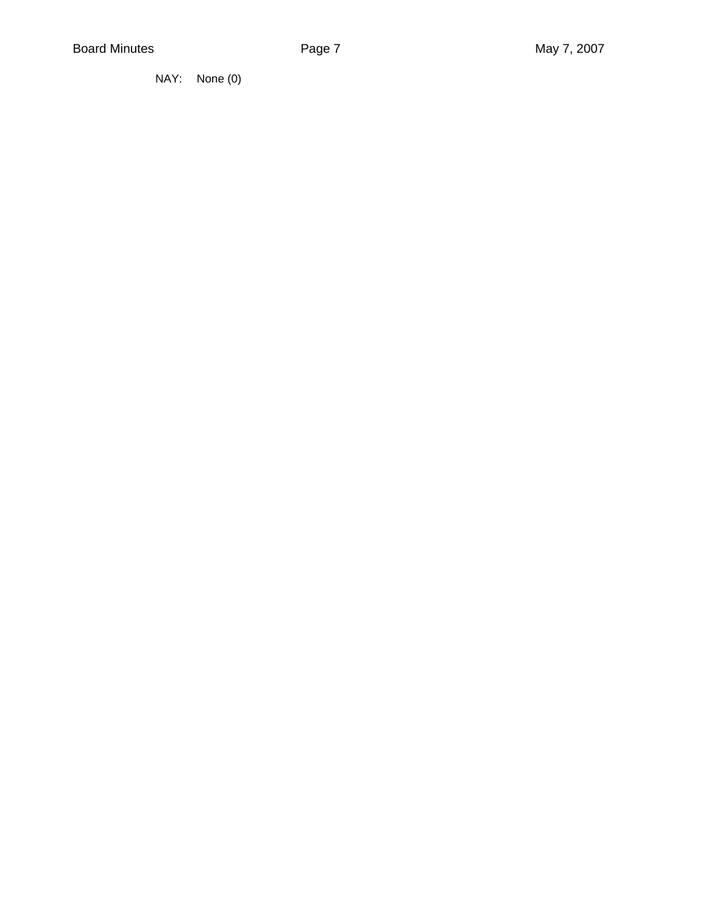NAY: None (0)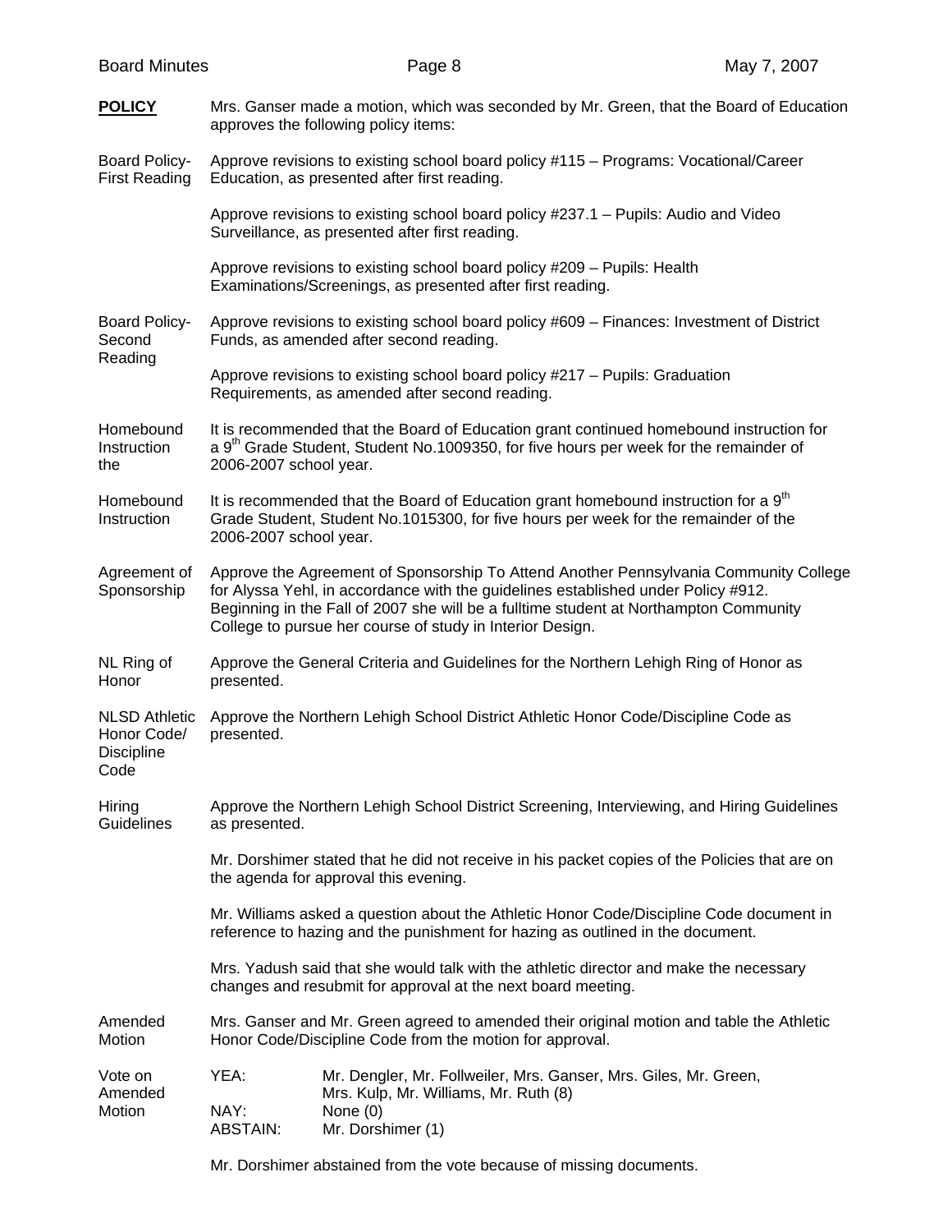**POLICY** Mrs. Ganser made a motion, which was seconded by Mr. Green, that the Board of Education approves the following policy items:

**Board Policy-First Reading**

Approve revisions to existing school board policy #115 – Programs: Vocational/Career Education, as presented after first reading.

Approve revisions to existing school board policy #237.1 – Pupils: Audio and Video Surveillance, as presented after first reading.

Approve revisions to existing school board policy #209 – Pupils: Health Examinations/Screenings, as presented after first reading.

**Board Policy-Second Reading**

Approve revisions to existing school board policy #609 – Finances: Investment of District Funds, as amended after second reading.

Approve revisions to existing school board policy #217 – Pupils: Graduation Requirements, as amended after second reading.

**Homebound Instruction the**

It is recommended that the Board of Education grant continued homebound instruction for a 9th Grade Student, Student No.1009350, for five hours per week for the remainder of 2006-2007 school year.

**Homebound Instruction**

It is recommended that the Board of Education grant homebound instruction for a 9th Grade Student, Student No.1015300, for five hours per week for the remainder of the 2006-2007 school year.

**Agreement of Sponsorship**

Approve the Agreement of Sponsorship To Attend Another Pennsylvania Community College for Alyssa Yehl, in accordance with the guidelines established under Policy #912. Beginning in the Fall of 2007 she will be a fulltime student at Northampton Community College to pursue her course of study in Interior Design.

**NL Ring of Honor**

Approve the General Criteria and Guidelines for the Northern Lehigh Ring of Honor as presented.

**NLSD Athletic Honor Code/ Discipline Code**

Approve the Northern Lehigh School District Athletic Honor Code/Discipline Code as presented.

**Hiring Guidelines**

Approve the Northern Lehigh School District Screening, Interviewing, and Hiring Guidelines as presented.

Mr. Dorshimer stated that he did not receive in his packet copies of the Policies that are on the agenda for approval this evening.

Mr. Williams asked a question about the Athletic Honor Code/Discipline Code document in reference to hazing and the punishment for hazing as outlined in the document.

Mrs. Yadush said that she would talk with the athletic director and make the necessary changes and resubmit for approval at the next board meeting.

**Amended Motion**

Mrs. Ganser and Mr. Green agreed to amended their original motion and table the Athletic Honor Code/Discipline Code from the motion for approval.

**Vote on Amended Motion**

YEA: Mr. Dengler, Mr. Follweiler, Mrs. Ganser, Mrs. Giles, Mr. Green, Mrs. Kulp, Mr. Williams, Mr. Ruth (8)
NAY: None (0)
ABSTAIN: Mr. Dorshimer (1)

Mr. Dorshimer abstained from the vote because of missing documents.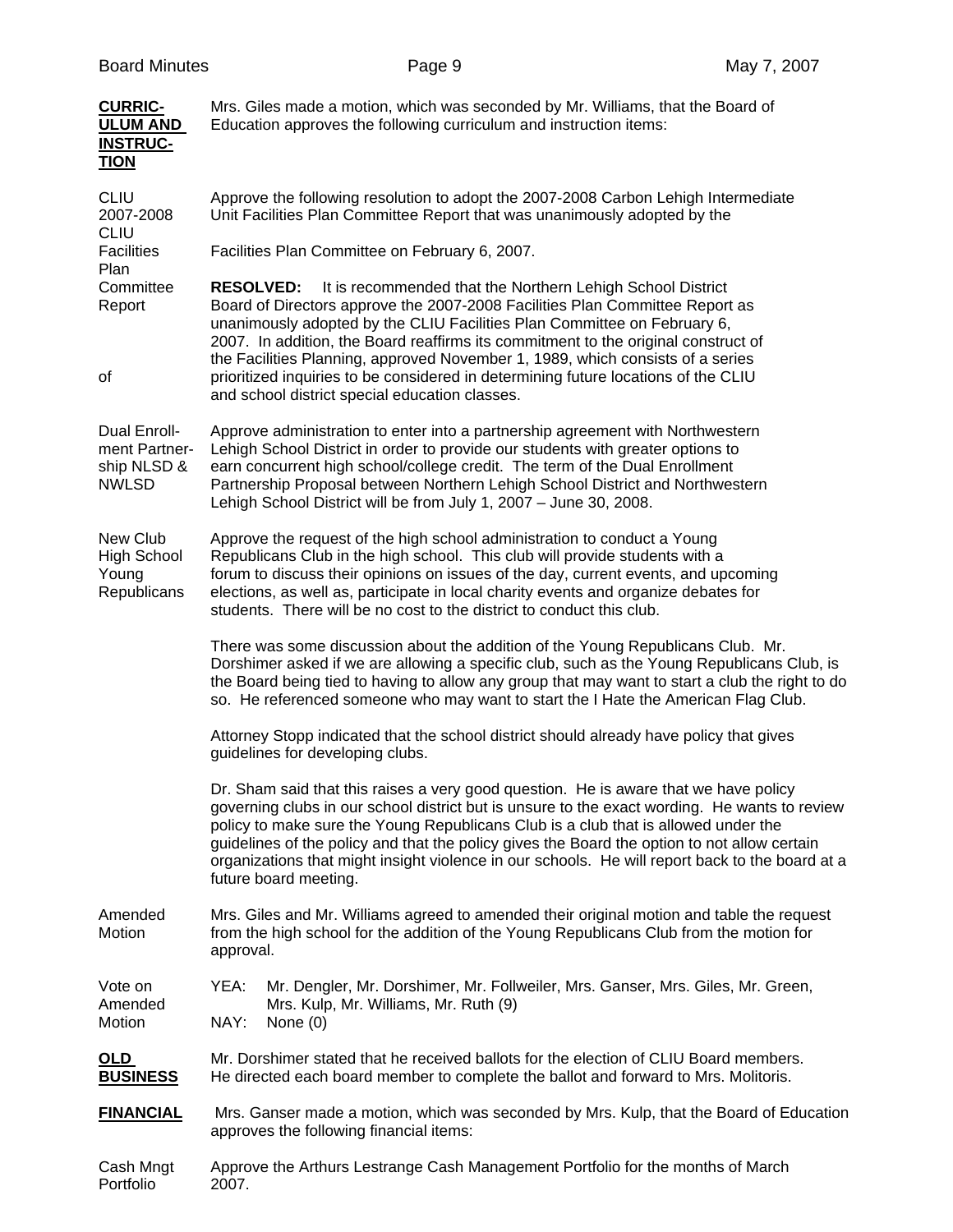**CURRICULUM AND INSTRUCTION**

Mrs. Giles made a motion, which was seconded by Mr. Williams, that the Board of Education approves the following curriculum and instruction items:

**CLIU 2007-2008 CLIU Facilities Plan Committee Report**

Approve the following resolution to adopt the 2007-2008 Carbon Lehigh Intermediate Unit Facilities Plan Committee Report that was unanimously adopted by the Facilities Plan Committee on February 6, 2007.

**RESOLVED:** It is recommended that the Northern Lehigh School District Board of Directors approve the 2007-2008 Facilities Plan Committee Report as unanimously adopted by the CLIU Facilities Plan Committee on February 6, 2007. In addition, the Board reaffirms its commitment to the original construct of the Facilities Planning, approved November 1, 1989, which consists of a series of prioritized inquiries to be considered in determining future locations of the CLIU and school district special education classes.

**Dual Enrollment Partnership NLSD & NWLSD**

Approve administration to enter into a partnership agreement with Northwestern Lehigh School District in order to provide our students with greater options to earn concurrent high school/college credit. The term of the Dual Enrollment Partnership Proposal between Northern Lehigh School District and Northwestern Lehigh School District will be from July 1, 2007 – June 30, 2008.

**New Club High School Young Republicans**

Approve the request of the high school administration to conduct a Young Republicans Club in the high school. This club will provide students with a forum to discuss their opinions on issues of the day, current events, and upcoming elections, as well as, participate in local charity events and organize debates for students. There will be no cost to the district to conduct this club.

There was some discussion about the addition of the Young Republicans Club. Mr. Dorshimer asked if we are allowing a specific club, such as the Young Republicans Club, is the Board being tied to having to allow any group that may want to start a club the right to do so. He referenced someone who may want to start the I Hate the American Flag Club.

Attorney Stopp indicated that the school district should already have policy that gives guidelines for developing clubs.

Dr. Sham said that this raises a very good question. He is aware that we have policy governing clubs in our school district but is unsure to the exact wording. He wants to review policy to make sure the Young Republicans Club is a club that is allowed under the guidelines of the policy and that the policy gives the Board the option to not allow certain organizations that might insight violence in our schools. He will report back to the board at a future board meeting.

**Amended Motion**

Mrs. Giles and Mr. Williams agreed to amended their original motion and table the request from the high school for the addition of the Young Republicans Club from the motion for approval.

**Vote on Amended Motion**

YEA: Mr. Dengler, Mr. Dorshimer, Mr. Follweiler, Mrs. Ganser, Mrs. Giles, Mr. Green, Mrs. Kulp, Mr. Williams, Mr. Ruth (9)
NAY: None (0)

**OLD BUSINESS**

Mr. Dorshimer stated that he received ballots for the election of CLIU Board members. He directed each board member to complete the ballot and forward to Mrs. Molitoris.

**FINANCIAL**

Mrs. Ganser made a motion, which was seconded by Mrs. Kulp, that the Board of Education approves the following financial items:

**Cash Mngt Portfolio**

Approve the Arthurs Lestrange Cash Management Portfolio for the months of March 2007.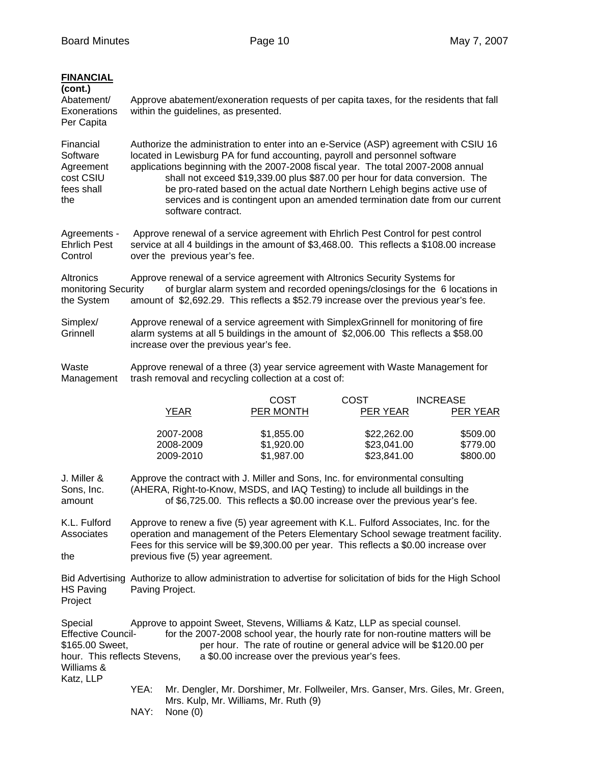**FINANCIAL (cont.)**

Abatement/ Exonerations Per Capita

Approve abatement/exoneration requests of per capita taxes, for the residents that fall within the guidelines, as presented.

Financial Software Agreement CSIU

Authorize the administration to enter into an e-Service (ASP) agreement with CSIU 16 located in Lewisburg PA for fund accounting, payroll and personnel software applications beginning with the 2007-2008 fiscal year. The total 2007-2008 annual cost shall not exceed $19,339.00 plus $87.00 per hour for data conversion. The fees shall be pro-rated based on the actual date Northern Lehigh begins active use of the services and is contingent upon an amended termination date from our current software contract.

Agreements - Ehrlich Pest Control

Approve renewal of a service agreement with Ehrlich Pest Control for pest control service at all 4 buildings in the amount of $3,468.00. This reflects a $108.00 increase over the previous year's fee.

Altronics Security System

Approve renewal of a service agreement with Altronics Security Systems for monitoring of burglar alarm system and recorded openings/closings for the 6 locations in the amount of $2,692.29. This reflects a $52.79 increase over the previous year's fee.

Simplex/ Grinnell

Approve renewal of a service agreement with SimplexGrinnell for monitoring of fire alarm systems at all 5 buildings in the amount of $2,006.00 This reflects a $58.00 increase over the previous year's fee.

Waste Management

Approve renewal of a three (3) year service agreement with Waste Management for trash removal and recycling collection at a cost of:

| YEAR | COST PER MONTH | COST PER YEAR | INCREASE PER YEAR |
|---|---|---|---|
| 2007-2008 | $1,855.00 | $22,262.00 | $509.00 |
| 2008-2009 | $1,920.00 | $23,041.00 | $779.00 |
| 2009-2010 | $1,987.00 | $23,841.00 | $800.00 |

J. Miller & Sons, Inc.

Approve the contract with J. Miller and Sons, Inc. for environmental consulting (AHERA, Right-to-Know, MSDS, and IAQ Testing) to include all buildings in the amount of $6,725.00. This reflects a $0.00 increase over the previous year's fee.

K.L. Fulford Associates

Approve to renew a five (5) year agreement with K.L. Fulford Associates, Inc. for the operation and management of the Peters Elementary School sewage treatment facility. Fees for this service will be $9,300.00 per year. This reflects a $0.00 increase over the previous five (5) year agreement.

Bid Advertising HS Paving Project

Authorize to allow administration to advertise for solicitation of bids for the High School Paving Project.

Special Council- Sweet, Stevens, Williams & Katz, LLP

Approve to appoint Sweet, Stevens, Williams & Katz, LLP as special counsel. Effective for the 2007-2008 school year, the hourly rate for non-routine matters will be $165.00 per hour. The rate of routine or general advice will be $120.00 per hour. This reflects a $0.00 increase over the previous year's fees.

YEA: Mr. Dengler, Mr. Dorshimer, Mr. Follweiler, Mrs. Ganser, Mrs. Giles, Mr. Green, Mrs. Kulp, Mr. Williams, Mr. Ruth (9)

NAY: None (0)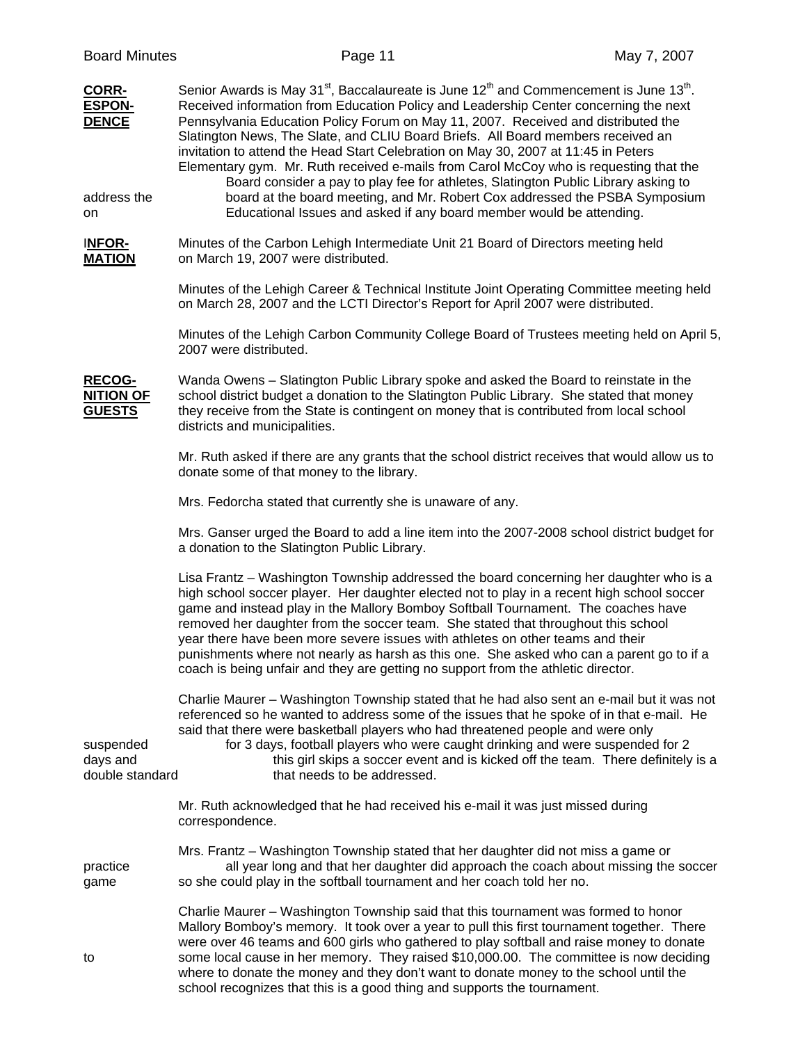**CORR-ESPON-DENCE**

Senior Awards is May 31st, Baccalaureate is June 12th and Commencement is June 13th. Received information from Education Policy and Leadership Center concerning the next Pennsylvania Education Policy Forum on May 11, 2007. Received and distributed the Slatington News, The Slate, and CLIU Board Briefs. All Board members received an invitation to attend the Head Start Celebration on May 30, 2007 at 11:45 in Peters Elementary gym. Mr. Ruth received e-mails from Carol McCoy who is requesting that the Board consider a pay to play fee for athletes, Slatington Public Library asking to address the board at the board meeting, and Mr. Robert Cox addressed the PSBA Symposium on Educational Issues and asked if any board member would be attending.

**INFOR-MATION**

Minutes of the Carbon Lehigh Intermediate Unit 21 Board of Directors meeting held on March 19, 2007 were distributed.

Minutes of the Lehigh Career & Technical Institute Joint Operating Committee meeting held on March 28, 2007 and the LCTI Director's Report for April 2007 were distributed.

Minutes of the Lehigh Carbon Community College Board of Trustees meeting held on April 5, 2007 were distributed.

**RECOG-NITION OF GUESTS**

Wanda Owens – Slatington Public Library spoke and asked the Board to reinstate in the school district budget a donation to the Slatington Public Library. She stated that money they receive from the State is contingent on money that is contributed from local school districts and municipalities.

Mr. Ruth asked if there are any grants that the school district receives that would allow us to donate some of that money to the library.

Mrs. Fedorcha stated that currently she is unaware of any.

Mrs. Ganser urged the Board to add a line item into the 2007-2008 school district budget for a donation to the Slatington Public Library.

Lisa Frantz – Washington Township addressed the board concerning her daughter who is a high school soccer player. Her daughter elected not to play in a recent high school soccer game and instead play in the Mallory Bomboy Softball Tournament. The coaches have removed her daughter from the soccer team. She stated that throughout this school year there have been more severe issues with athletes on other teams and their punishments where not nearly as harsh as this one. She asked who can a parent go to if a coach is being unfair and they are getting no support from the athletic director.

Charlie Maurer – Washington Township stated that he had also sent an e-mail but it was not referenced so he wanted to address some of the issues that he spoke of in that e-mail. He said that there were basketball players who had threatened people and were only suspended for 3 days, football players who were caught drinking and were suspended for 2 days and this girl skips a soccer event and is kicked off the team. There definitely is a double standard that needs to be addressed.

Mr. Ruth acknowledged that he had received his e-mail it was just missed during correspondence.

Mrs. Frantz – Washington Township stated that her daughter did not miss a game or practice all year long and that her daughter did approach the coach about missing the soccer game so she could play in the softball tournament and her coach told her no.

Charlie Maurer – Washington Township said that this tournament was formed to honor Mallory Bomboy's memory. It took over a year to pull this first tournament together. There were over 46 teams and 600 girls who gathered to play softball and raise money to donate to some local cause in her memory. They raised $10,000.00. The committee is now deciding where to donate the money and they don't want to donate money to the school until the school recognizes that this is a good thing and supports the tournament.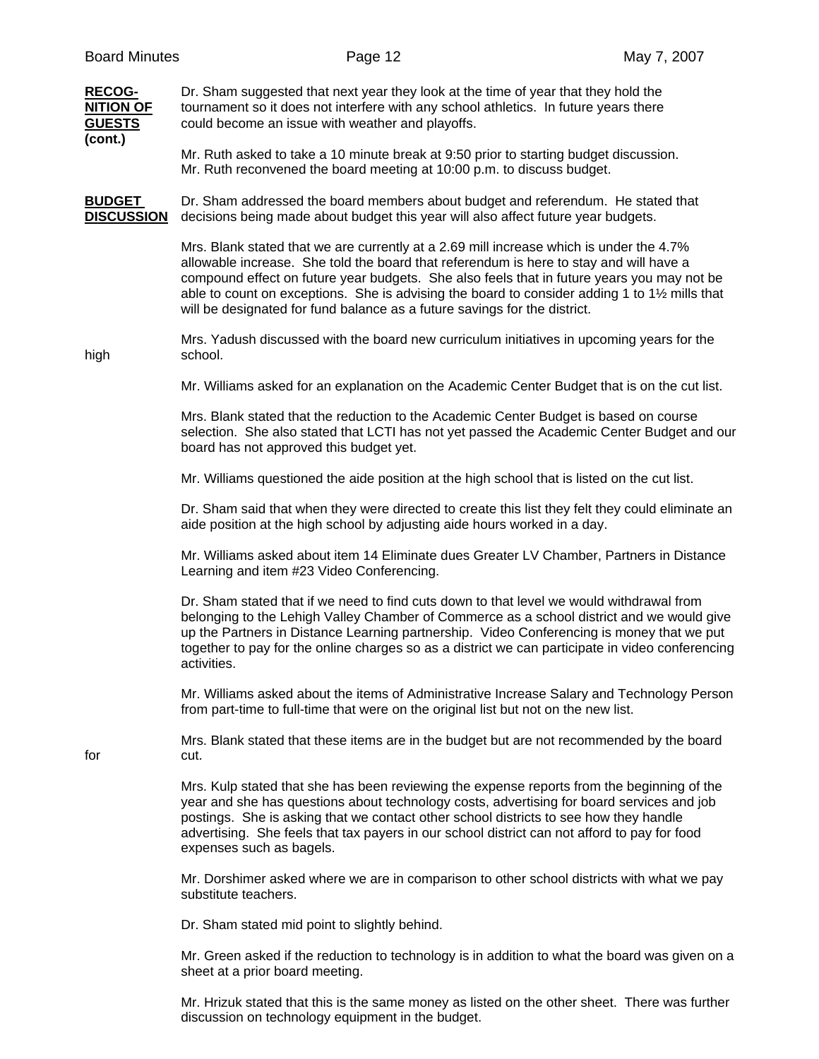**RECOGNITION OF GUESTS (cont.)**

Dr. Sham suggested that next year they look at the time of year that they hold the tournament so it does not interfere with any school athletics. In future years there could become an issue with weather and playoffs.

Mr. Ruth asked to take a 10 minute break at 9:50 prior to starting budget discussion. Mr. Ruth reconvened the board meeting at 10:00 p.m. to discuss budget.

**BUDGET DISCUSSION**

Dr. Sham addressed the board members about budget and referendum. He stated that decisions being made about budget this year will also affect future year budgets.

Mrs. Blank stated that we are currently at a 2.69 mill increase which is under the 4.7% allowable increase. She told the board that referendum is here to stay and will have a compound effect on future year budgets. She also feels that in future years you may not be able to count on exceptions. She is advising the board to consider adding 1 to 1½ mills that will be designated for fund balance as a future savings for the district.

Mrs. Yadush discussed with the board new curriculum initiatives in upcoming years for the high school.

Mr. Williams asked for an explanation on the Academic Center Budget that is on the cut list.

Mrs. Blank stated that the reduction to the Academic Center Budget is based on course selection. She also stated that LCTI has not yet passed the Academic Center Budget and our board has not approved this budget yet.

Mr. Williams questioned the aide position at the high school that is listed on the cut list.

Dr. Sham said that when they were directed to create this list they felt they could eliminate an aide position at the high school by adjusting aide hours worked in a day.

Mr. Williams asked about item 14 Eliminate dues Greater LV Chamber, Partners in Distance Learning and item #23 Video Conferencing.

Dr. Sham stated that if we need to find cuts down to that level we would withdrawal from belonging to the Lehigh Valley Chamber of Commerce as a school district and we would give up the Partners in Distance Learning partnership. Video Conferencing is money that we put together to pay for the online charges so as a district we can participate in video conferencing activities.

Mr. Williams asked about the items of Administrative Increase Salary and Technology Person from part-time to full-time that were on the original list but not on the new list.

Mrs. Blank stated that these items are in the budget but are not recommended by the board for cut.

Mrs. Kulp stated that she has been reviewing the expense reports from the beginning of the year and she has questions about technology costs, advertising for board services and job postings. She is asking that we contact other school districts to see how they handle advertising. She feels that tax payers in our school district can not afford to pay for food expenses such as bagels.

Mr. Dorshimer asked where we are in comparison to other school districts with what we pay substitute teachers.

Dr. Sham stated mid point to slightly behind.

Mr. Green asked if the reduction to technology is in addition to what the board was given on a sheet at a prior board meeting.

Mr. Hrizuk stated that this is the same money as listed on the other sheet. There was further discussion on technology equipment in the budget.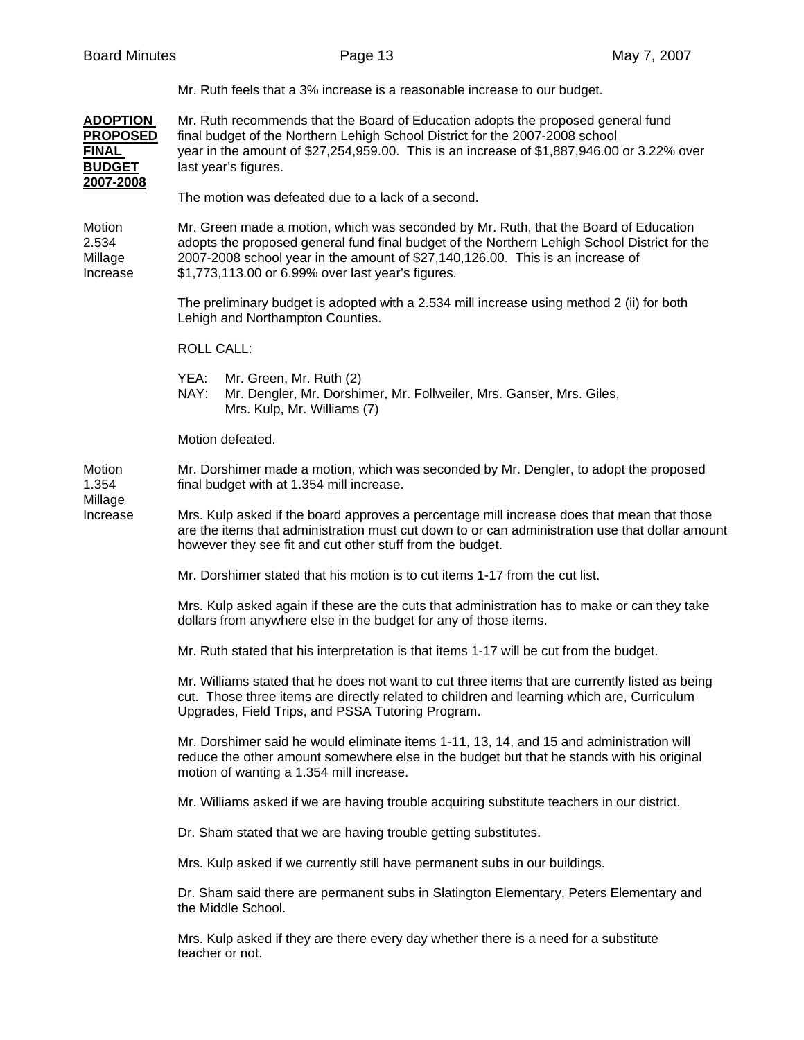Mr. Ruth feels that a 3% increase is a reasonable increase to our budget.

**ADOPTION PROPOSED FINAL BUDGET 2007-2008**

Mr. Ruth recommends that the Board of Education adopts the proposed general fund final budget of the Northern Lehigh School District for the 2007-2008 school year in the amount of $27,254,959.00. This is an increase of $1,887,946.00 or 3.22% over last year's figures.

The motion was defeated due to a lack of a second.

Motion 2.534 Millage Increase

Mr. Green made a motion, which was seconded by Mr. Ruth, that the Board of Education adopts the proposed general fund final budget of the Northern Lehigh School District for the 2007-2008 school year in the amount of $27,140,126.00. This is an increase of $1,773,113.00 or 6.99% over last year's figures.

The preliminary budget is adopted with a 2.534 mill increase using method 2 (ii) for both Lehigh and Northampton Counties.

ROLL CALL:

YEA: Mr. Green, Mr. Ruth (2)
NAY: Mr. Dengler, Mr. Dorshimer, Mr. Follweiler, Mrs. Ganser, Mrs. Giles, Mrs. Kulp, Mr. Williams (7)

Motion defeated.

Motion 1.354 Millage Increase

Mr. Dorshimer made a motion, which was seconded by Mr. Dengler, to adopt the proposed final budget with at 1.354 mill increase.

Mrs. Kulp asked if the board approves a percentage mill increase does that mean that those are the items that administration must cut down to or can administration use that dollar amount however they see fit and cut other stuff from the budget.

Mr. Dorshimer stated that his motion is to cut items 1-17 from the cut list.

Mrs. Kulp asked again if these are the cuts that administration has to make or can they take dollars from anywhere else in the budget for any of those items.

Mr. Ruth stated that his interpretation is that items 1-17 will be cut from the budget.

Mr. Williams stated that he does not want to cut three items that are currently listed as being cut. Those three items are directly related to children and learning which are, Curriculum Upgrades, Field Trips, and PSSA Tutoring Program.

Mr. Dorshimer said he would eliminate items 1-11, 13, 14, and 15 and administration will reduce the other amount somewhere else in the budget but that he stands with his original motion of wanting a 1.354 mill increase.

Mr. Williams asked if we are having trouble acquiring substitute teachers in our district.

Dr. Sham stated that we are having trouble getting substitutes.

Mrs. Kulp asked if we currently still have permanent subs in our buildings.

Dr. Sham said there are permanent subs in Slatington Elementary, Peters Elementary and the Middle School.

Mrs. Kulp asked if they are there every day whether there is a need for a substitute teacher or not.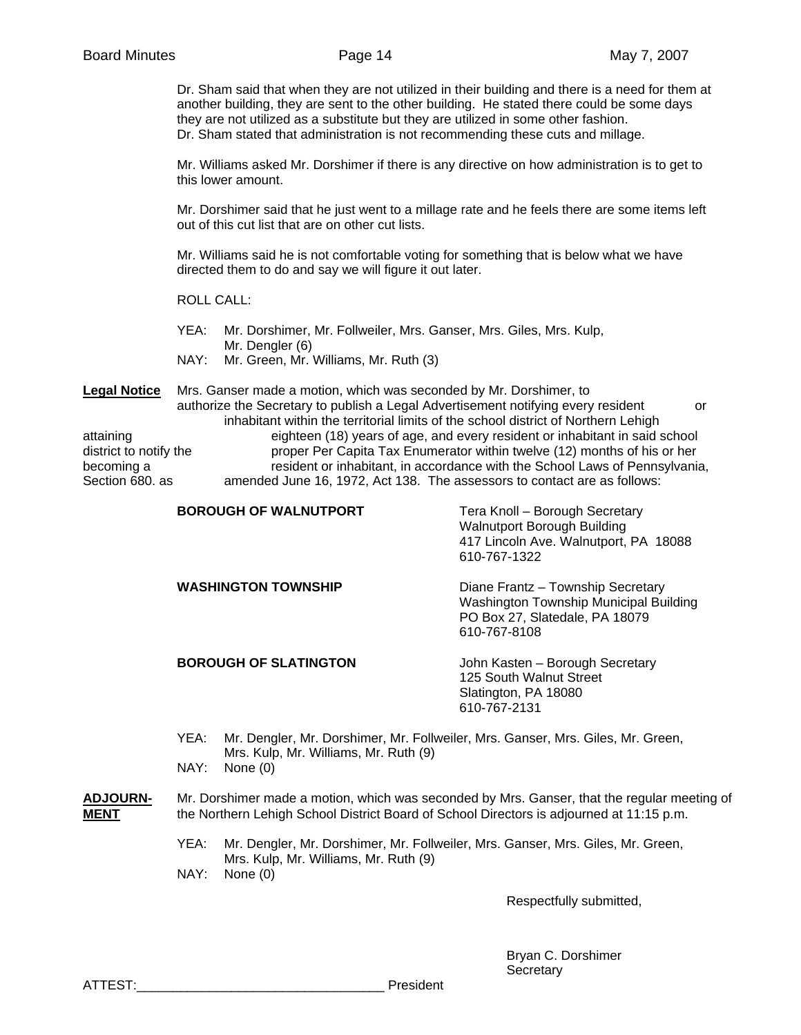Dr. Sham said that when they are not utilized in their building and there is a need for them at another building, they are sent to the other building. He stated there could be some days they are not utilized as a substitute but they are utilized in some other fashion. Dr. Sham stated that administration is not recommending these cuts and millage.

Mr. Williams asked Mr. Dorshimer if there is any directive on how administration is to get to this lower amount.

Mr. Dorshimer said that he just went to a millage rate and he feels there are some items left out of this cut list that are on other cut lists.

Mr. Williams said he is not comfortable voting for something that is below what we have directed them to do and say we will figure it out later.

ROLL CALL:

YEA: Mr. Dorshimer, Mr. Follweiler, Mrs. Ganser, Mrs. Giles, Mrs. Kulp, Mr. Dengler (6)
NAY: Mr. Green, Mr. Williams, Mr. Ruth (3)

**Legal Notice**

Mrs. Ganser made a motion, which was seconded by Mr. Dorshimer, to authorize the Secretary to publish a Legal Advertisement notifying every resident or inhabitant within the territorial limits of the school district of Northern Lehigh attaining eighteen (18) years of age, and every resident or inhabitant in said school district to notify the proper Per Capita Tax Enumerator within twelve (12) months of his or her becoming a resident or inhabitant, in accordance with the School Laws of Pennsylvania, Section 680. as amended June 16, 1972, Act 138. The assessors to contact are as follows:

**BOROUGH OF WALNUTPORT**
Tera Knoll – Borough Secretary
Walnutport Borough Building
417 Lincoln Ave. Walnutport, PA 18088
610-767-1322

**WASHINGTON TOWNSHIP**
Diane Frantz – Township Secretary
Washington Township Municipal Building
PO Box 27, Slatedale, PA 18079
610-767-8108

**BOROUGH OF SLATINGTON**
John Kasten – Borough Secretary
125 South Walnut Street
Slatington, PA 18080
610-767-2131

YEA: Mr. Dengler, Mr. Dorshimer, Mr. Follweiler, Mrs. Ganser, Mrs. Giles, Mr. Green, Mrs. Kulp, Mr. Williams, Mr. Ruth (9)
NAY: None (0)

**ADJOURNMENT**

Mr. Dorshimer made a motion, which was seconded by Mrs. Ganser, that the regular meeting of the Northern Lehigh School District Board of School Directors is adjourned at 11:15 p.m.

YEA: Mr. Dengler, Mr. Dorshimer, Mr. Follweiler, Mrs. Ganser, Mrs. Giles, Mr. Green, Mrs. Kulp, Mr. Williams, Mr. Ruth (9)
NAY: None (0)

Respectfully submitted,

Bryan C. Dorshimer
Secretary

ATTEST:_________________________________ President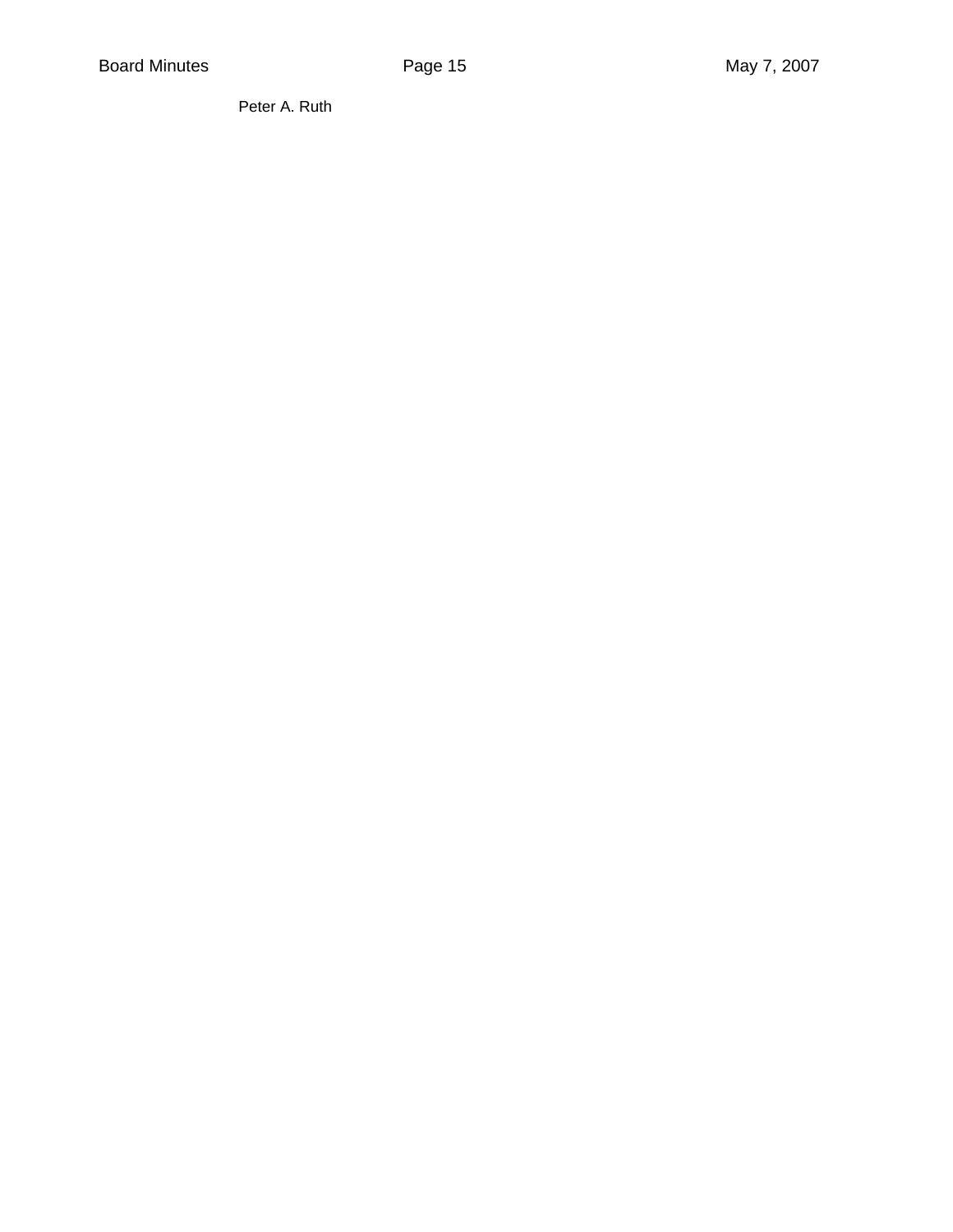Peter A. Ruth